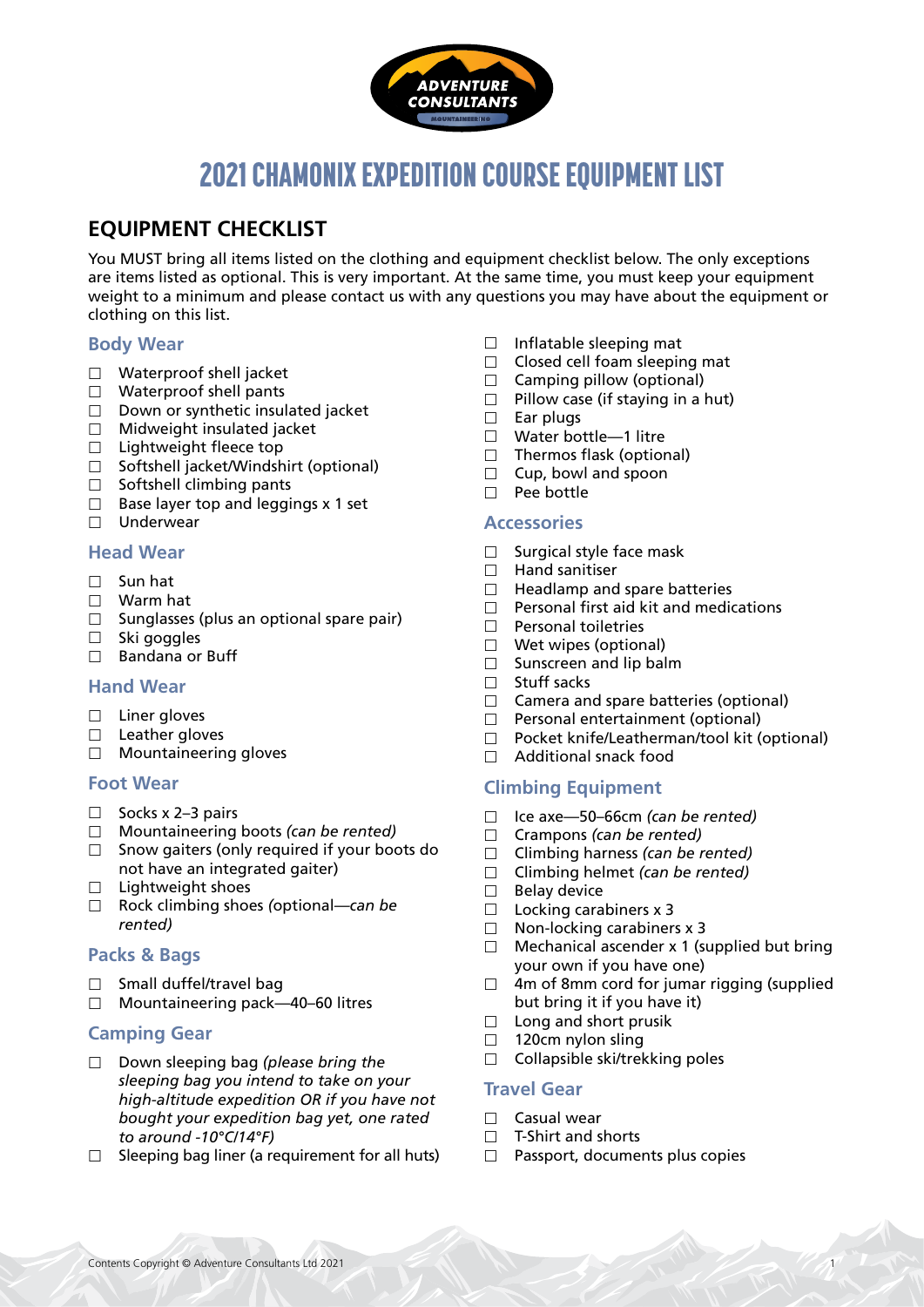# 2021 CHAMONIX EXPEDITION COURSE EQUIPMENT LIST

## EQUIPMENT CHECKLIST

You MUST bring all items listed on the clothing and equipment checklist below. The only exceptions are items listed as optional. This is very important. At the same time, you must keep your equipment weight to a minimum and please contact us with any questions you may have about the equipment or clothing on this list.

### Body Wear

- ☐ Waterproof shell jacket
- ☐ Waterproof shell pants
- ☐ Down or synthetic insulated jacket
- ☐ Midweight insulated jacket
- ☐ Lightweight fleece top
- ☐ Softshell jacket/Windshirt (optional)
- ☐ Softshell climbing pants
- ☐ Base layer top and leggings x 1 set
- ☐ Underwear

### Head Wear

- ☐ Sun hat
- ☐ Warm hat
- ☐ Sunglasses (plus an optional spare pair)
- ☐ Ski goggles
- ☐ Bandana or Buff

### Hand Wear

- ☐ Liner gloves
- ☐ Leather gloves
- ☐ Mountaineering gloves

### Foot Wear

- ☐ Socks x 2–3 pairs
- ☐ Mountaineering boots *(can be rented)*
- ☐ Snow gaiters (only required if your boots do not have an integrated gaiter)
- ☐ Lightweight shoes
- ☐ Rock climbing shoes (optional—*can be rented)*

### Packs & Bags

- ☐ Small duffel/travel bag
- ☐ Mountaineering pack—40–60 litres

### Camping Gear

- ☐ Down sleeping bag *(please bring the sleeping bag you intend to take on your high-altitude expedition OR if you have not bought your expedition bag yet, one rated to around -10°C/14°F)*
- ☐ Sleeping bag liner (a requirement for all huts)
- ☐ Inflatable sleeping mat
- ☐ Closed cell foam sleeping mat
- ☐ Camping pillow (optional)
- ☐ Pillow case (if staying in a hut)
- ☐ Ear plugs
- ☐ Water bottle—1 litre
- ☐ Thermos flask (optional)
- ☐ Cup, bowl and spoon
- ☐ Pee bottle

### Accessories

- ☐ Surgical style face mask
- ☐ Hand sanitiser
- ☐ Headlamp and spare batteries
- ☐ Personal first aid kit and medications
- ☐ Personal toiletries
- ☐ Wet wipes (optional)
- ☐ Sunscreen and lip balm
- ☐ Stuff sacks
- ☐ Camera and spare batteries (optional)
- ☐ Personal entertainment (optional)
- ☐ Pocket knife/Leatherman/tool kit (optional)
- ☐ Additional snack food

### Climbing Equipment

- ☐ Ice axe—50–66cm *(can be rented)*
- ☐ Crampons *(can be rented)*
- ☐ Climbing harness *(can be rented)*
- ☐ Climbing helmet *(can be rented)*
- ☐ Belay device
- ☐ Locking carabiners x 3
- ☐ Non-locking carabiners x 3
- ☐ Mechanical ascender x 1 (supplied but bring your own if you have one)
- ☐ 4m of 8mm cord for jumar rigging (supplied but bring it if you have it)
- ☐ Long and short prusik
- ☐ 120cm nylon sling
- ☐ Collapsible ski/trekking poles

### Travel Gear

- ☐ Casual wear
- ☐ T-Shirt and shorts
- ☐ Passport, documents plus copies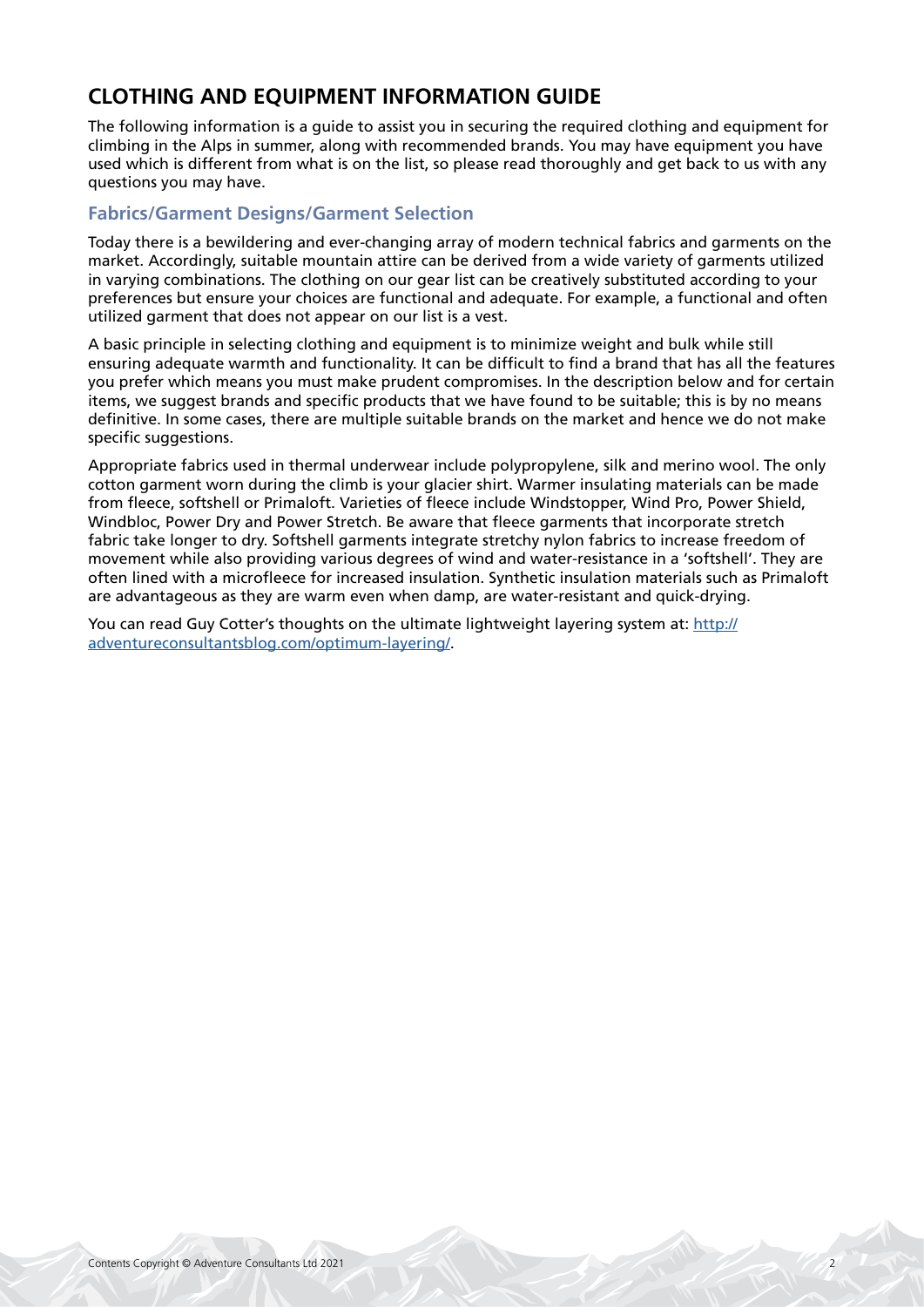# CLOTHING AND EQUIPMENT INFORMATION GUIDE

The following information is a guide to assist you in securing the required clothing and equipment for climbing in the Alps in summer, along with recommended brands. You may have equipment you have used which is different from what is on the list, so please read thoroughly and get back to us with any questions you may have.

## Fabrics/Garment Designs/Garment Selection

Today there is a bewildering and ever-changing array of modern technical fabrics and garments on the market. Accordingly, suitable mountain attire can be derived from a wide variety of garments utilized in varying combinations. The clothing on our gear list can be creatively substituted according to your preferences but ensure your choices are functional and adequate. For example, a functional and often utilized garment that does not appear on our list is a vest.

A basic principle in selecting clothing and equipment is to minimize weight and bulk while still ensuring adequate warmth and functionality. It can be difficult to find a brand that has all the features you prefer which means you must make prudent compromises. In the description below and for certain items, we suggest brands and specific products that we have found to be suitable; this is by no means definitive. In some cases, there are multiple suitable brands on the market and hence we do not make specific suggestions.

Appropriate fabrics used in thermal underwear include polypropylene, silk and merino wool. The only cotton garment worn during the climb is your glacier shirt. Warmer insulating materials can be made from fleece, softshell or Primaloft. Varieties of fleece include Windstopper, Wind Pro, Power Shield, Windbloc, Power Dry and Power Stretch. Be aware that fleece garments that incorporate stretch fabric take longer to dry. Softshell garments integrate stretchy nylon fabrics to increase freedom of movement while also providing various degrees of wind and water-resistance in a 'softshell'. They are often lined with a microfleece for increased insulation. Synthetic insulation materials such as Primaloft are advantageous as they are warm even when damp, are water-resistant and quick-drying.

You can read Guy Cotter's thoughts on the ultimate lightweight layering system at: [http://adventureconsultantsblog.com/optimum-layering/](http://adventureconsultantsblog.com/optimum-layering/).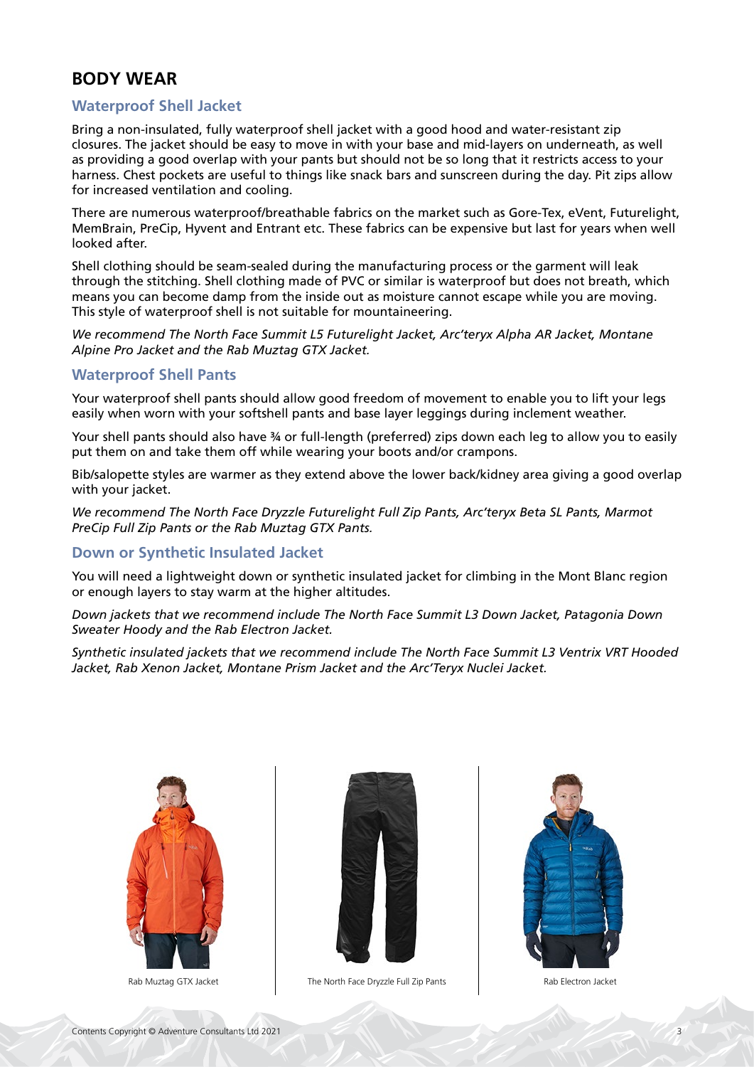## BODY WEAR

### Waterproof Shell Jacket

Bring a non-insulated, fully waterproof shell jacket with a good hood and water-resistant zip closures. The jacket should be easy to move in with your base and mid-layers on underneath, as well as providing a good overlap with your pants but should not be so long that it restricts access to your harness. Chest pockets are useful to things like snack bars and sunscreen during the day. Pit zips allow for increased ventilation and cooling.

There are numerous waterproof/breathable fabrics on the market such as Gore-Tex, eVent, Futurelight, MemBrain, PreCip, Hyvent and Entrant etc. These fabrics can be expensive but last for years when well looked after.

Shell clothing should be seam-sealed during the manufacturing process or the garment will leak through the stitching. Shell clothing made of PVC or similar is waterproof but does not breath, which means you can become damp from the inside out as moisture cannot escape while you are moving. This style of waterproof shell is not suitable for mountaineering.

*We recommend The North Face Summit L5 Futurelight Jacket, Arc'teryx Alpha AR Jacket, Montane Alpine Pro Jacket and the Rab Muztag GTX Jacket.*

### Waterproof Shell Pants

Your waterproof shell pants should allow good freedom of movement to enable you to lift your legs easily when worn with your softshell pants and base layer leggings during inclement weather.

Your shell pants should also have ¾ or full-length (preferred) zips down each leg to allow you to easily put them on and take them off while wearing your boots and/or crampons.

Bib/salopette styles are warmer as they extend above the lower back/kidney area giving a good overlap with your jacket.

*We recommend The North Face Dryzzle Futurelight Full Zip Pants, Arc'teryx Beta SL Pants, Marmot PreCip Full Zip Pants or the Rab Muztag GTX Pants.*

### Down or Synthetic Insulated Jacket

You will need a lightweight down or synthetic insulated jacket for climbing in the Mont Blanc region or enough layers to stay warm at the higher altitudes.

*Down jackets that we recommend include The North Face Summit L3 Down Jacket, Patagonia Down Sweater Hoody and the Rab Electron Jacket.*

*Synthetic insulated jackets that we recommend include The North Face Summit L3 Ventrix VRT Hooded Jacket, Rab Xenon Jacket, Montane Prism Jacket and the Arc'Teryx Nuclei Jacket.*

Rab Muztag GTX Jacket

The North Face Dryzzle Full Zip Pants

Rab Electron Jacket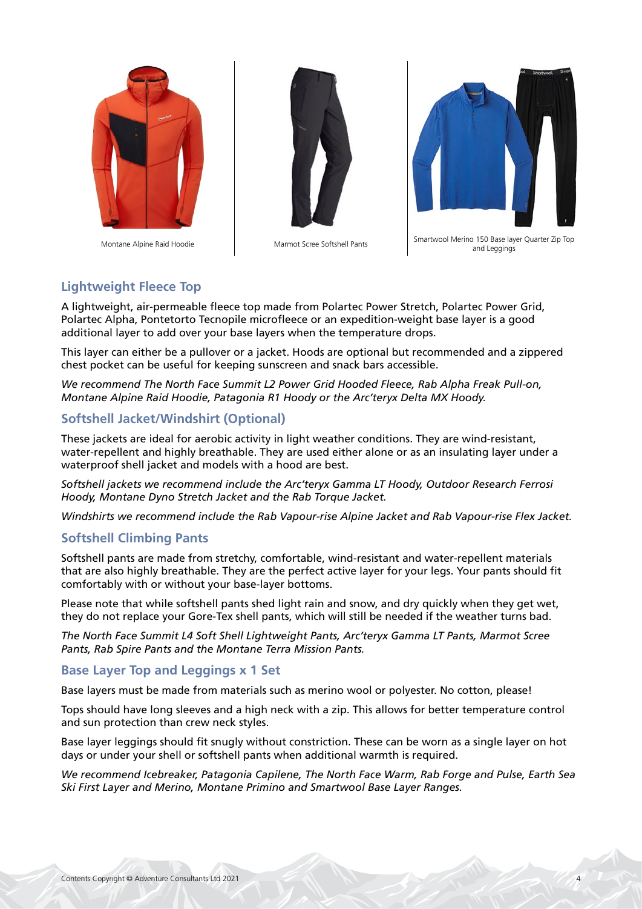Montane Alpine Raid Hoodie

Marmot Scree Softshell Pants

Smartwool Merino 150 Base layer Quarter Zip Top and Leggings

## Lightweight Fleece Top

A lightweight, air-permeable fleece top made from Polartec Power Stretch, Polartec Power Grid, Polartec Alpha, Pontetorto Tecnopile microfleece or an expedition-weight base layer is a good additional layer to add over your base layers when the temperature drops.

This layer can either be a pullover or a jacket. Hoods are optional but recommended and a zippered chest pocket can be useful for keeping sunscreen and snack bars accessible.

*We recommend The North Face Summit L2 Power Grid Hooded Fleece, Rab Alpha Freak Pull-on, Montane Alpine Raid Hoodie, Patagonia R1 Hoody or the Arc'teryx Delta MX Hoody.*

## Softshell Jacket/Windshirt (Optional)

These jackets are ideal for aerobic activity in light weather conditions. They are wind-resistant, water-repellent and highly breathable. They are used either alone or as an insulating layer under a waterproof shell jacket and models with a hood are best.

*Softshell jackets we recommend include the Arc'teryx Gamma LT Hoody, Outdoor Research Ferrosi Hoody, Montane Dyno Stretch Jacket and the Rab Torque Jacket.*

*Windshirts we recommend include the Rab Vapour-rise Alpine Jacket and Rab Vapour-rise Flex Jacket.*

## Softshell Climbing Pants

Softshell pants are made from stretchy, comfortable, wind-resistant and water-repellent materials that are also highly breathable. They are the perfect active layer for your legs. Your pants should fit comfortably with or without your base-layer bottoms.

Please note that while softshell pants shed light rain and snow, and dry quickly when they get wet, they do not replace your Gore-Tex shell pants, which will still be needed if the weather turns bad.

*The North Face Summit L4 Soft Shell Lightweight Pants, Arc'teryx Gamma LT Pants, Marmot Scree Pants, Rab Spire Pants and the Montane Terra Mission Pants.*

## Base Layer Top and Leggings x 1 Set

Base layers must be made from materials such as merino wool or polyester. No cotton, please!

Tops should have long sleeves and a high neck with a zip. This allows for better temperature control and sun protection than crew neck styles.

Base layer leggings should fit snugly without constriction. These can be worn as a single layer on hot days or under your shell or softshell pants when additional warmth is required.

*We recommend Icebreaker, Patagonia Capilene, The North Face Warm, Rab Forge and Pulse, Earth Sea Ski First Layer and Merino, Montane Primino and Smartwool Base Layer Ranges.*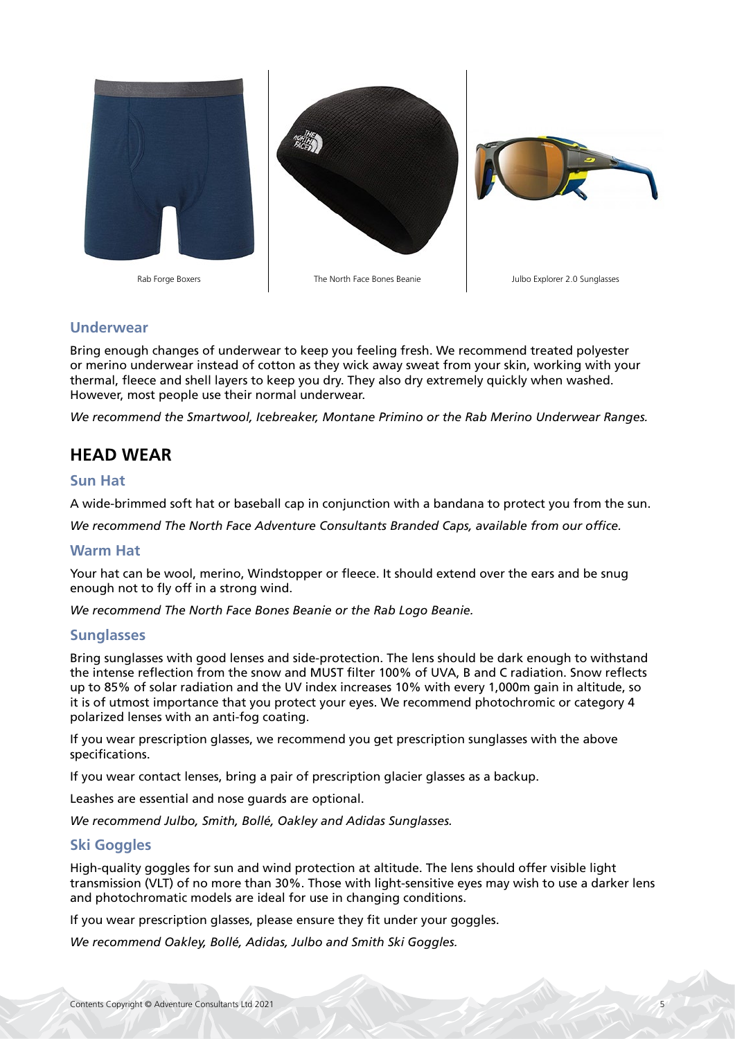Rab Forge Boxers

The North Face Bones Beanie

Julbo Explorer 2.0 Sunglasses

### Underwear

Bring enough changes of underwear to keep you feeling fresh. We recommend treated polyester or merino underwear instead of cotton as they wick away sweat from your skin, working with your thermal, fleece and shell layers to keep you dry. They also dry extremely quickly when washed. However, most people use their normal underwear.

*We recommend the Smartwool, Icebreaker, Montane Primino or the Rab Merino Underwear Ranges.*

## HEAD WEAR

### Sun Hat

A wide-brimmed soft hat or baseball cap in conjunction with a bandana to protect you from the sun.

*We recommend The North Face Adventure Consultants Branded Caps, available from our office.*

### Warm Hat

Your hat can be wool, merino, Windstopper or fleece. It should extend over the ears and be snug enough not to fly off in a strong wind.

*We recommend The North Face Bones Beanie or the Rab Logo Beanie.*

### Sunglasses

Bring sunglasses with good lenses and side-protection. The lens should be dark enough to withstand the intense reflection from the snow and MUST filter 100% of UVA, B and C radiation. Snow reflects up to 85% of solar radiation and the UV index increases 10% with every 1,000m gain in altitude, so it is of utmost importance that you protect your eyes. We recommend photochromic or category 4 polarized lenses with an anti-fog coating.

If you wear prescription glasses, we recommend you get prescription sunglasses with the above specifications.

If you wear contact lenses, bring a pair of prescription glacier glasses as a backup.

Leashes are essential and nose guards are optional.

*We recommend Julbo, Smith, Bollé, Oakley and Adidas Sunglasses.*

### Ski Goggles

High-quality goggles for sun and wind protection at altitude. The lens should offer visible light transmission (VLT) of no more than 30%. Those with light-sensitive eyes may wish to use a darker lens and photochromatic models are ideal for use in changing conditions.

If you wear prescription glasses, please ensure they fit under your goggles.

*We recommend Oakley, Bollé, Adidas, Julbo and Smith Ski Goggles.*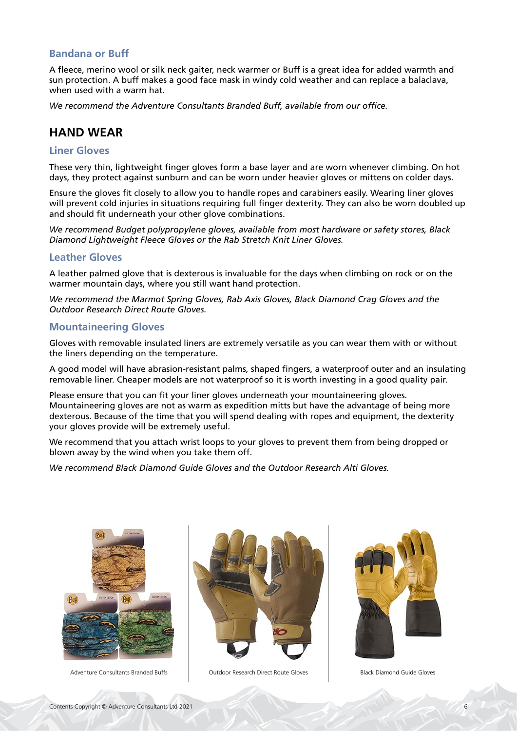### Bandana or Buff

A fleece, merino wool or silk neck gaiter, neck warmer or Buff is a great idea for added warmth and sun protection. A buff makes a good face mask in windy cold weather and can replace a balaclava, when used with a warm hat.

*We recommend the Adventure Consultants Branded Buff, available from our office.*

## HAND WEAR

### Liner Gloves

These very thin, lightweight finger gloves form a base layer and are worn whenever climbing. On hot days, they protect against sunburn and can be worn under heavier gloves or mittens on colder days.

Ensure the gloves fit closely to allow you to handle ropes and carabiners easily. Wearing liner gloves will prevent cold injuries in situations requiring full finger dexterity. They can also be worn doubled up and should fit underneath your other glove combinations.

*We recommend Budget polypropylene gloves, available from most hardware or safety stores, Black Diamond Lightweight Fleece Gloves or the Rab Stretch Knit Liner Gloves.*

### Leather Gloves

A leather palmed glove that is dexterous is invaluable for the days when climbing on rock or on the warmer mountain days, where you still want hand protection.

*We recommend the Marmot Spring Gloves, Rab Axis Gloves, Black Diamond Crag Gloves and the Outdoor Research Direct Route Gloves.*

### Mountaineering Gloves

Gloves with removable insulated liners are extremely versatile as you can wear them with or without the liners depending on the temperature.

A good model will have abrasion-resistant palms, shaped fingers, a waterproof outer and an insulating removable liner. Cheaper models are not waterproof so it is worth investing in a good quality pair.

Please ensure that you can fit your liner gloves underneath your mountaineering gloves. Mountaineering gloves are not as warm as expedition mitts but have the advantage of being more dexterous. Because of the time that you will spend dealing with ropes and equipment, the dexterity your gloves provide will be extremely useful.

We recommend that you attach wrist loops to your gloves to prevent them from being dropped or blown away by the wind when you take them off.

*We recommend Black Diamond Guide Gloves and the Outdoor Research Alti Gloves.*

Adventure Consultants Branded Buffs

Outdoor Research Direct Route Gloves

Black Diamond Guide Gloves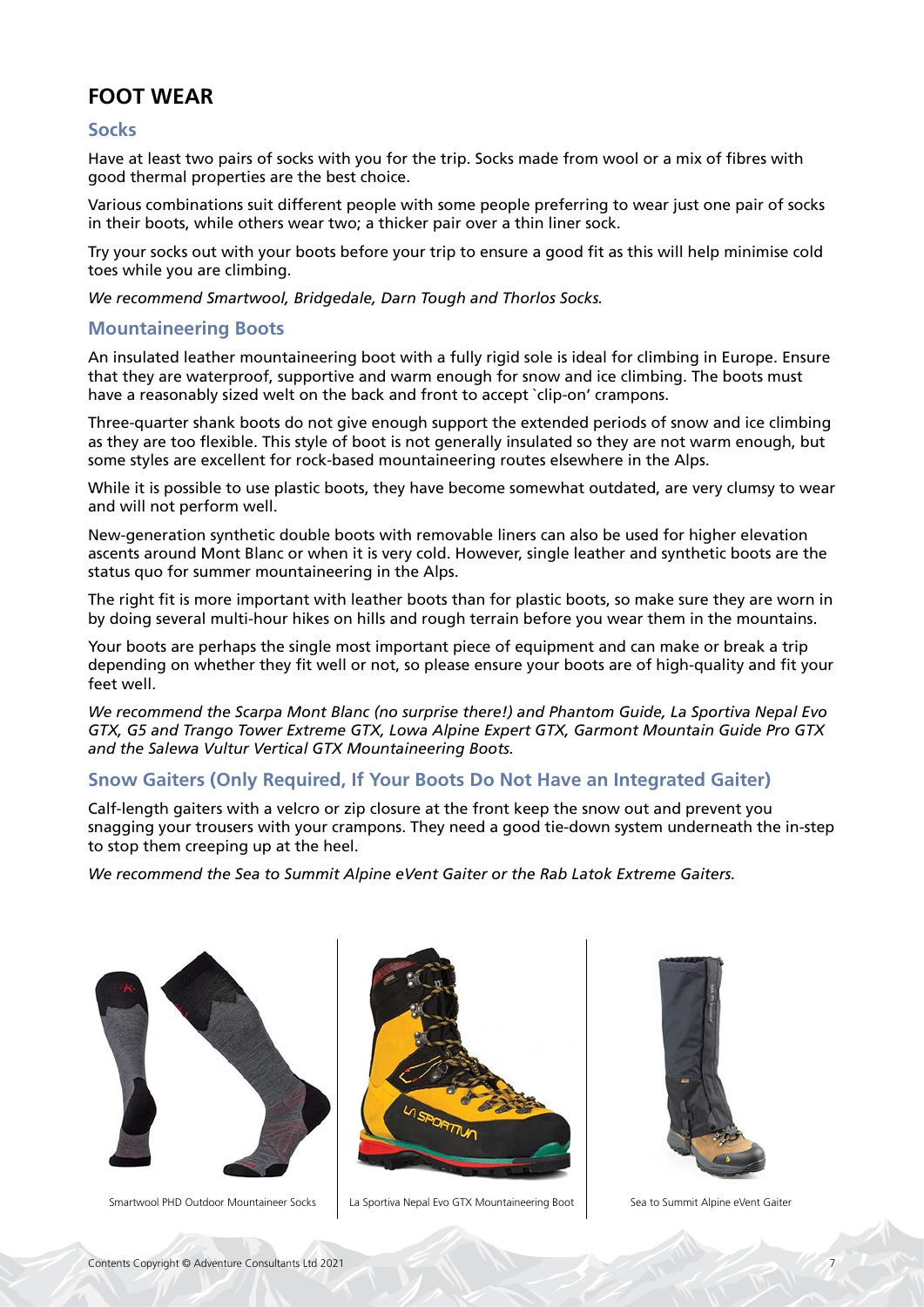## FOOT WEAR

### Socks

Have at least two pairs of socks with you for the trip. Socks made from wool or a mix of fibres with good thermal properties are the best choice.

Various combinations suit different people with some people preferring to wear just one pair of socks in their boots, while others wear two; a thicker pair over a thin liner sock.

Try your socks out with your boots before your trip to ensure a good fit as this will help minimise cold toes while you are climbing.

*We recommend Smartwool, Bridgedale, Darn Tough and Thorlos Socks.*

### Mountaineering Boots

An insulated leather mountaineering boot with a fully rigid sole is ideal for climbing in Europe. Ensure that they are waterproof, supportive and warm enough for snow and ice climbing. The boots must have a reasonably sized welt on the back and front to accept `clip-on' crampons.

Three-quarter shank boots do not give enough support the extended periods of snow and ice climbing as they are too flexible. This style of boot is not generally insulated so they are not warm enough, but some styles are excellent for rock-based mountaineering routes elsewhere in the Alps.

While it is possible to use plastic boots, they have become somewhat outdated, are very clumsy to wear and will not perform well.

New-generation synthetic double boots with removable liners can also be used for higher elevation ascents around Mont Blanc or when it is very cold. However, single leather and synthetic boots are the status quo for summer mountaineering in the Alps.

The right fit is more important with leather boots than for plastic boots, so make sure they are worn in by doing several multi-hour hikes on hills and rough terrain before you wear them in the mountains.

Your boots are perhaps the single most important piece of equipment and can make or break a trip depending on whether they fit well or not, so please ensure your boots are of high-quality and fit your feet well.

*We recommend the Scarpa Mont Blanc (no surprise there!) and Phantom Guide, La Sportiva Nepal Evo GTX, G5 and Trango Tower Extreme GTX, Lowa Alpine Expert GTX, Garmont Mountain Guide Pro GTX and the Salewa Vultur Vertical GTX Mountaineering Boots.*

### Snow Gaiters (Only Required, If Your Boots Do Not Have an Integrated Gaiter)

Calf-length gaiters with a velcro or zip closure at the front keep the snow out and prevent you snagging your trousers with your crampons. They need a good tie-down system underneath the in-step to stop them creeping up at the heel.

*We recommend the Sea to Summit Alpine eVent Gaiter or the Rab Latok Extreme Gaiters.*

Smartwool PHD Outdoor Mountaineer Socks

La Sportiva Nepal Evo GTX Mountaineering Boot

Sea to Summit Alpine eVent Gaiter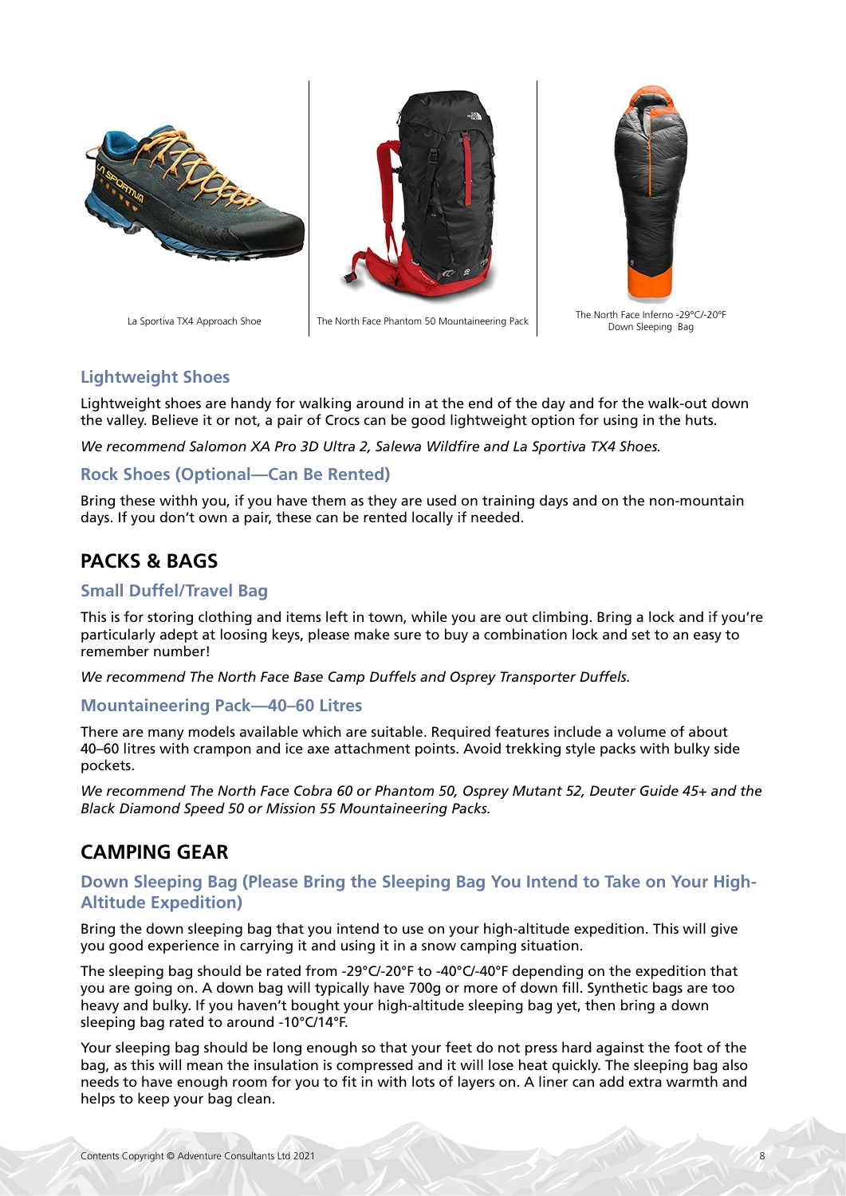La Sportiva TX4 Approach Shoe

The North Face Phantom 50 Mountaineering Pack

The North Face Inferno -29°C/-20°F Down Sleeping Bag

### Lightweight Shoes

Lightweight shoes are handy for walking around in at the end of the day and for the walk-out down the valley. Believe it or not, a pair of Crocs can be good lightweight option for using in the huts.

*We recommend Salomon XA Pro 3D Ultra 2, Salewa Wildfire and La Sportiva TX4 Shoes.*

### Rock Shoes (Optional—Can Be Rented)

Bring these withh you, if you have them as they are used on training days and on the non-mountain days. If you don't own a pair, these can be rented locally if needed.

## PACKS & BAGS

### Small Duffel/Travel Bag

This is for storing clothing and items left in town, while you are out climbing. Bring a lock and if you're particularly adept at loosing keys, please make sure to buy a combination lock and set to an easy to remember number!

*We recommend The North Face Base Camp Duffels and Osprey Transporter Duffels.*

### Mountaineering Pack—40–60 Litres

There are many models available which are suitable. Required features include a volume of about 40–60 litres with crampon and ice axe attachment points. Avoid trekking style packs with bulky side pockets.

*We recommend The North Face Cobra 60 or Phantom 50, Osprey Mutant 52, Deuter Guide 45+ and the Black Diamond Speed 50 or Mission 55 Mountaineering Packs.*

## CAMPING GEAR

### Down Sleeping Bag (Please Bring the Sleeping Bag You Intend to Take on Your High-Altitude Expedition)

Bring the down sleeping bag that you intend to use on your high-altitude expedition. This will give you good experience in carrying it and using it in a snow camping situation.

The sleeping bag should be rated from -29°C/-20°F to -40°C/-40°F depending on the expedition that you are going on. A down bag will typically have 700g or more of down fill. Synthetic bags are too heavy and bulky. If you haven't bought your high-altitude sleeping bag yet, then bring a down sleeping bag rated to around -10°C/14°F.

Your sleeping bag should be long enough so that your feet do not press hard against the foot of the bag, as this will mean the insulation is compressed and it will lose heat quickly. The sleeping bag also needs to have enough room for you to fit in with lots of layers on. A liner can add extra warmth and helps to keep your bag clean.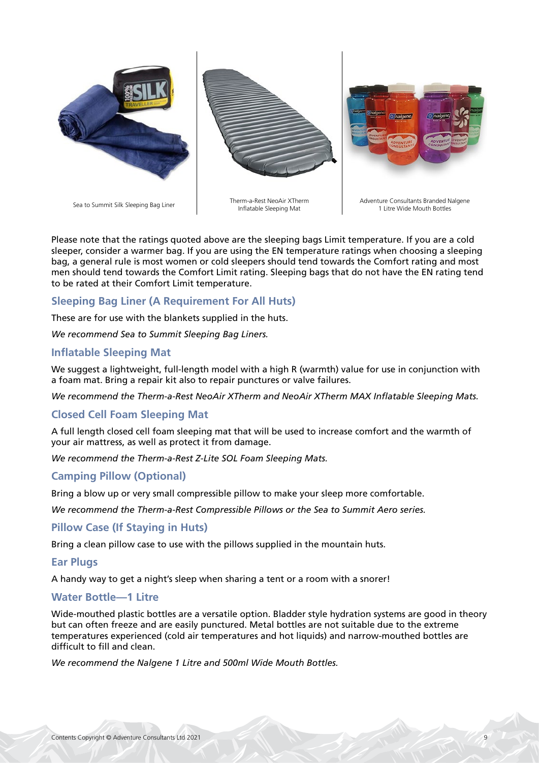Sea to Summit Silk Sleeping Bag Liner

Therm-a-Rest NeoAir XTherm Inflatable Sleeping Mat

Adventure Consultants Branded Nalgene 1 Litre Wide Mouth Bottles

Please note that the ratings quoted above are the sleeping bags Limit temperature. If you are a cold sleeper, consider a warmer bag. If you are using the EN temperature ratings when choosing a sleeping bag, a general rule is most women or cold sleepers should tend towards the Comfort rating and most men should tend towards the Comfort Limit rating. Sleeping bags that do not have the EN rating tend to be rated at their Comfort Limit temperature.

### Sleeping Bag Liner (A Requirement For All Huts)

These are for use with the blankets supplied in the huts.

*We recommend Sea to Summit Sleeping Bag Liners.*

### Inflatable Sleeping Mat

We suggest a lightweight, full-length model with a high R (warmth) value for use in conjunction with a foam mat. Bring a repair kit also to repair punctures or valve failures.

*We recommend the Therm-a-Rest NeoAir XTherm and NeoAir XTherm MAX Inflatable Sleeping Mats.*

### Closed Cell Foam Sleeping Mat

A full length closed cell foam sleeping mat that will be used to increase comfort and the warmth of your air mattress, as well as protect it from damage.

*We recommend the Therm-a-Rest Z-Lite SOL Foam Sleeping Mats.*

### Camping Pillow (Optional)

Bring a blow up or very small compressible pillow to make your sleep more comfortable.

*We recommend the Therm-a-Rest Compressible Pillows or the Sea to Summit Aero series.*

### Pillow Case (If Staying in Huts)

Bring a clean pillow case to use with the pillows supplied in the mountain huts.

### Ear Plugs

A handy way to get a night's sleep when sharing a tent or a room with a snorer!

### Water Bottle—1 Litre

Wide-mouthed plastic bottles are a versatile option. Bladder style hydration systems are good in theory but can often freeze and are easily punctured. Metal bottles are not suitable due to the extreme temperatures experienced (cold air temperatures and hot liquids) and narrow-mouthed bottles are difficult to fill and clean.

*We recommend the Nalgene 1 Litre and 500ml Wide Mouth Bottles.*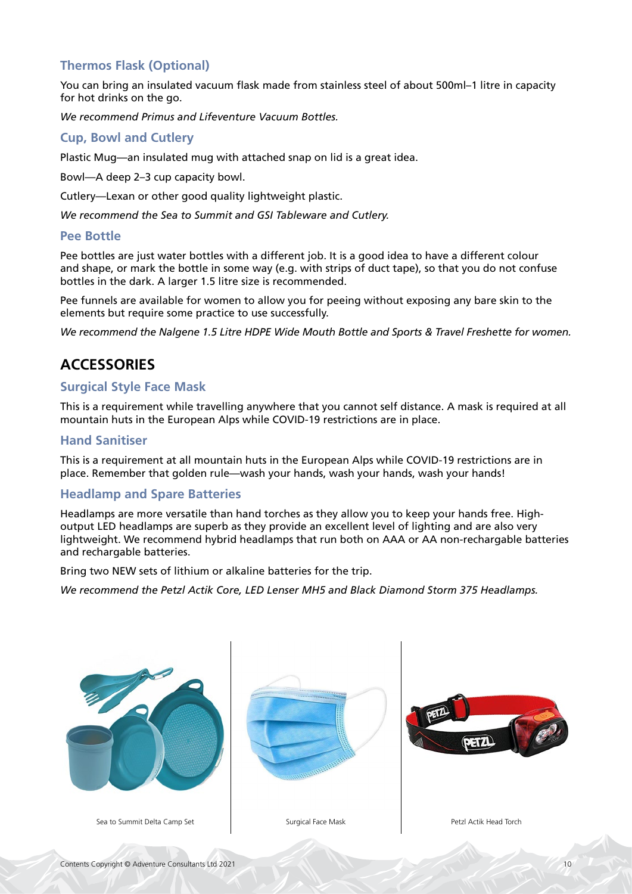### Thermos Flask (Optional)

You can bring an insulated vacuum flask made from stainless steel of about 500ml–1 litre in capacity for hot drinks on the go.

*We recommend Primus and Lifeventure Vacuum Bottles.*

### Cup, Bowl and Cutlery

Plastic Mug—an insulated mug with attached snap on lid is a great idea.

Bowl—A deep 2–3 cup capacity bowl.

Cutlery—Lexan or other good quality lightweight plastic.

*We recommend the Sea to Summit and GSI Tableware and Cutlery.*

### Pee Bottle

Pee bottles are just water bottles with a different job. It is a good idea to have a different colour and shape, or mark the bottle in some way (e.g. with strips of duct tape), so that you do not confuse bottles in the dark. A larger 1.5 litre size is recommended.

Pee funnels are available for women to allow you for peeing without exposing any bare skin to the elements but require some practice to use successfully.

*We recommend the Nalgene 1.5 Litre HDPE Wide Mouth Bottle and Sports & Travel Freshette for women.*

## ACCESSORIES

### Surgical Style Face Mask

This is a requirement while travelling anywhere that you cannot self distance. A mask is required at all mountain huts in the European Alps while COVID-19 restrictions are in place.

### Hand Sanitiser

This is a requirement at all mountain huts in the European Alps while COVID-19 restrictions are in place. Remember that golden rule—wash your hands, wash your hands, wash your hands!

### Headlamp and Spare Batteries

Headlamps are more versatile than hand torches as they allow you to keep your hands free. High-output LED headlamps are superb as they provide an excellent level of lighting and are also very lightweight. We recommend hybrid headlamps that run both on AAA or AA non-rechargable batteries and rechargable batteries.

Bring two NEW sets of lithium or alkaline batteries for the trip.

*We recommend the Petzl Actik Core, LED Lenser MH5 and Black Diamond Storm 375 Headlamps.*

Sea to Summit Delta Camp Set

Surgical Face Mask

Petzl Actik Head Torch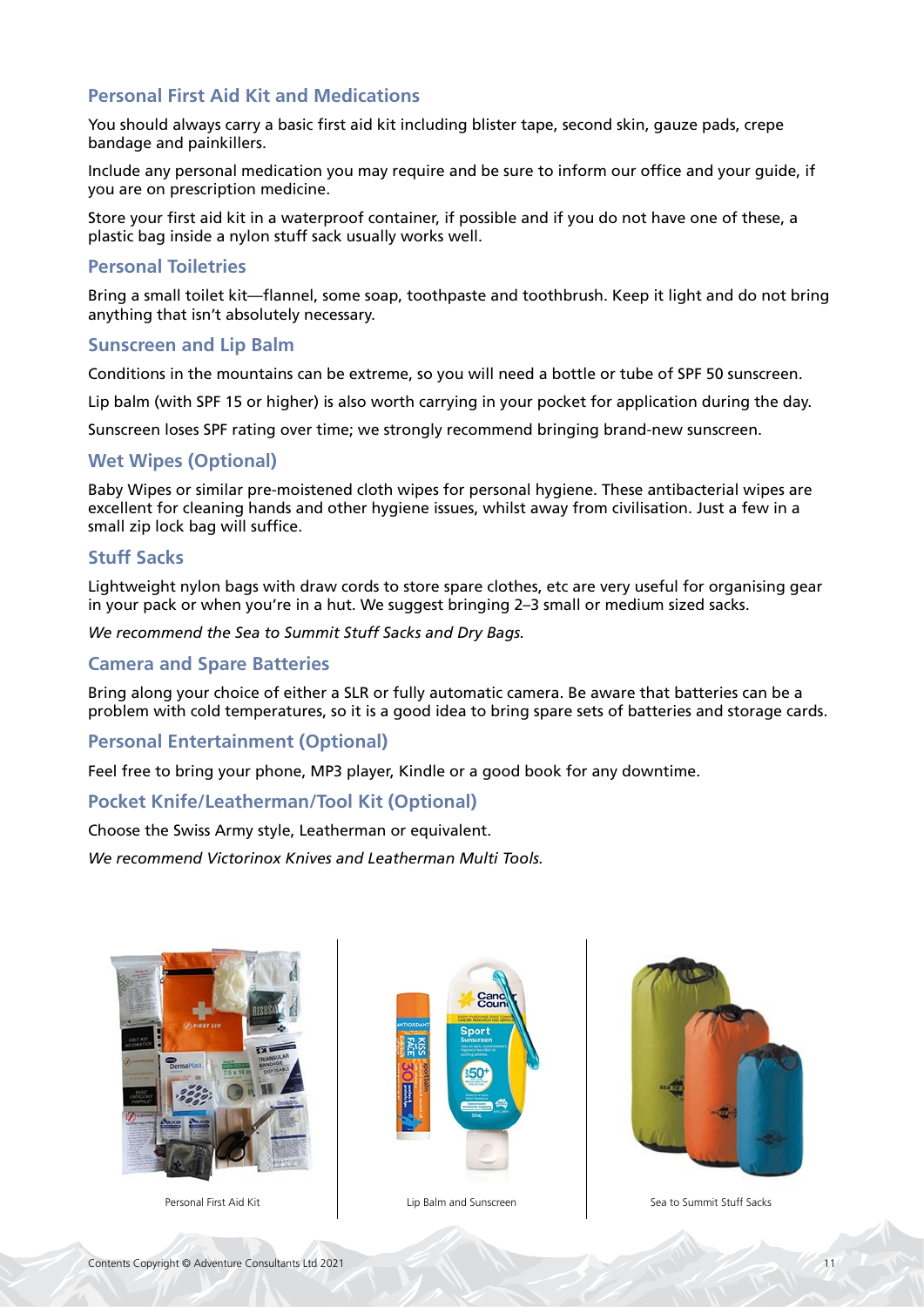## Personal First Aid Kit and Medications

You should always carry a basic first aid kit including blister tape, second skin, gauze pads, crepe bandage and painkillers.

Include any personal medication you may require and be sure to inform our office and your guide, if you are on prescription medicine.

Store your first aid kit in a waterproof container, if possible and if you do not have one of these, a plastic bag inside a nylon stuff sack usually works well.

## Personal Toiletries

Bring a small toilet kit—flannel, some soap, toothpaste and toothbrush. Keep it light and do not bring anything that isn't absolutely necessary.

## Sunscreen and Lip Balm

Conditions in the mountains can be extreme, so you will need a bottle or tube of SPF 50 sunscreen.

Lip balm (with SPF 15 or higher) is also worth carrying in your pocket for application during the day.

Sunscreen loses SPF rating over time; we strongly recommend bringing brand-new sunscreen.

## Wet Wipes (Optional)

Baby Wipes or similar pre-moistened cloth wipes for personal hygiene. These antibacterial wipes are excellent for cleaning hands and other hygiene issues, whilst away from civilisation. Just a few in a small zip lock bag will suffice.

## Stuff Sacks

Lightweight nylon bags with draw cords to store spare clothes, etc are very useful for organising gear in your pack or when you're in a hut. We suggest bringing 2–3 small or medium sized sacks.

*We recommend the Sea to Summit Stuff Sacks and Dry Bags.*

## Camera and Spare Batteries

Bring along your choice of either a SLR or fully automatic camera. Be aware that batteries can be a problem with cold temperatures, so it is a good idea to bring spare sets of batteries and storage cards.

## Personal Entertainment (Optional)

Feel free to bring your phone, MP3 player, Kindle or a good book for any downtime.

## Pocket Knife/Leatherman/Tool Kit (Optional)

Choose the Swiss Army style, Leatherman or equivalent.

*We recommend Victorinox Knives and Leatherman Multi Tools.*

Personal First Aid Kit

Lip Balm and Sunscreen

Sea to Summit Stuff Sacks

Contents Copyright © Adventure Consultants Ltd 2021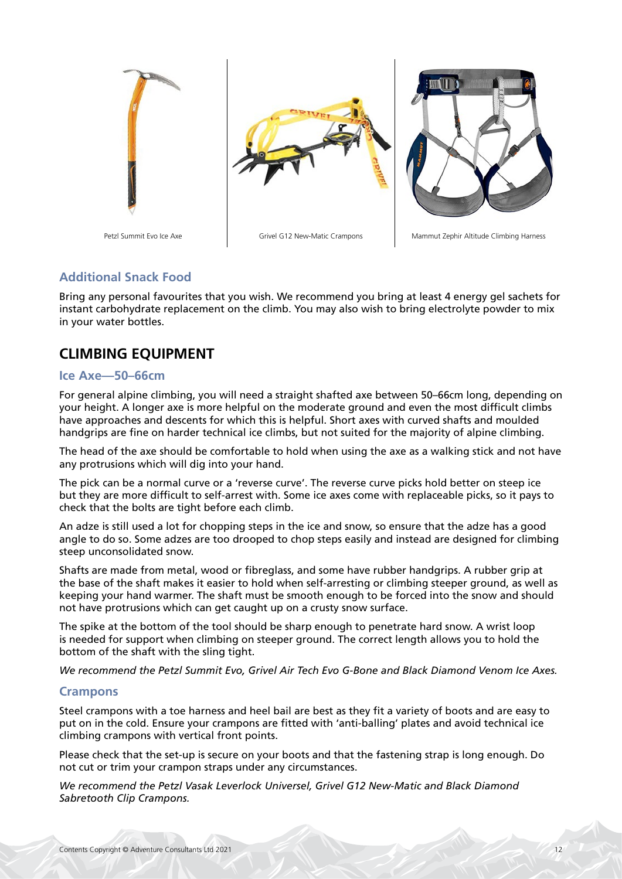Petzl Summit Evo Ice Axe

Grivel G12 New-Matic Crampons

Mammut Zephir Altitude Climbing Harness

### Additional Snack Food

Bring any personal favourites that you wish. We recommend you bring at least 4 energy gel sachets for instant carbohydrate replacement on the climb. You may also wish to bring electrolyte powder to mix in your water bottles.

## CLIMBING EQUIPMENT

### Ice Axe—50–66cm

For general alpine climbing, you will need a straight shafted axe between 50–66cm long, depending on your height. A longer axe is more helpful on the moderate ground and even the most difficult climbs have approaches and descents for which this is helpful. Short axes with curved shafts and moulded handgrips are fine on harder technical ice climbs, but not suited for the majority of alpine climbing.

The head of the axe should be comfortable to hold when using the axe as a walking stick and not have any protrusions which will dig into your hand.

The pick can be a normal curve or a 'reverse curve'. The reverse curve picks hold better on steep ice but they are more difficult to self-arrest with. Some ice axes come with replaceable picks, so it pays to check that the bolts are tight before each climb.

An adze is still used a lot for chopping steps in the ice and snow, so ensure that the adze has a good angle to do so. Some adzes are too drooped to chop steps easily and instead are designed for climbing steep unconsolidated snow.

Shafts are made from metal, wood or fibreglass, and some have rubber handgrips. A rubber grip at the base of the shaft makes it easier to hold when self-arresting or climbing steeper ground, as well as keeping your hand warmer. The shaft must be smooth enough to be forced into the snow and should not have protrusions which can get caught up on a crusty snow surface.

The spike at the bottom of the tool should be sharp enough to penetrate hard snow. A wrist loop is needed for support when climbing on steeper ground. The correct length allows you to hold the bottom of the shaft with the sling tight.

*We recommend the Petzl Summit Evo, Grivel Air Tech Evo G-Bone and Black Diamond Venom Ice Axes.*

### Crampons

Steel crampons with a toe harness and heel bail are best as they fit a variety of boots and are easy to put on in the cold. Ensure your crampons are fitted with 'anti-balling' plates and avoid technical ice climbing crampons with vertical front points.

Please check that the set-up is secure on your boots and that the fastening strap is long enough. Do not cut or trim your crampon straps under any circumstances.

*We recommend the Petzl Vasak Leverlock Universel, Grivel G12 New-Matic and Black Diamond Sabretooth Clip Crampons.*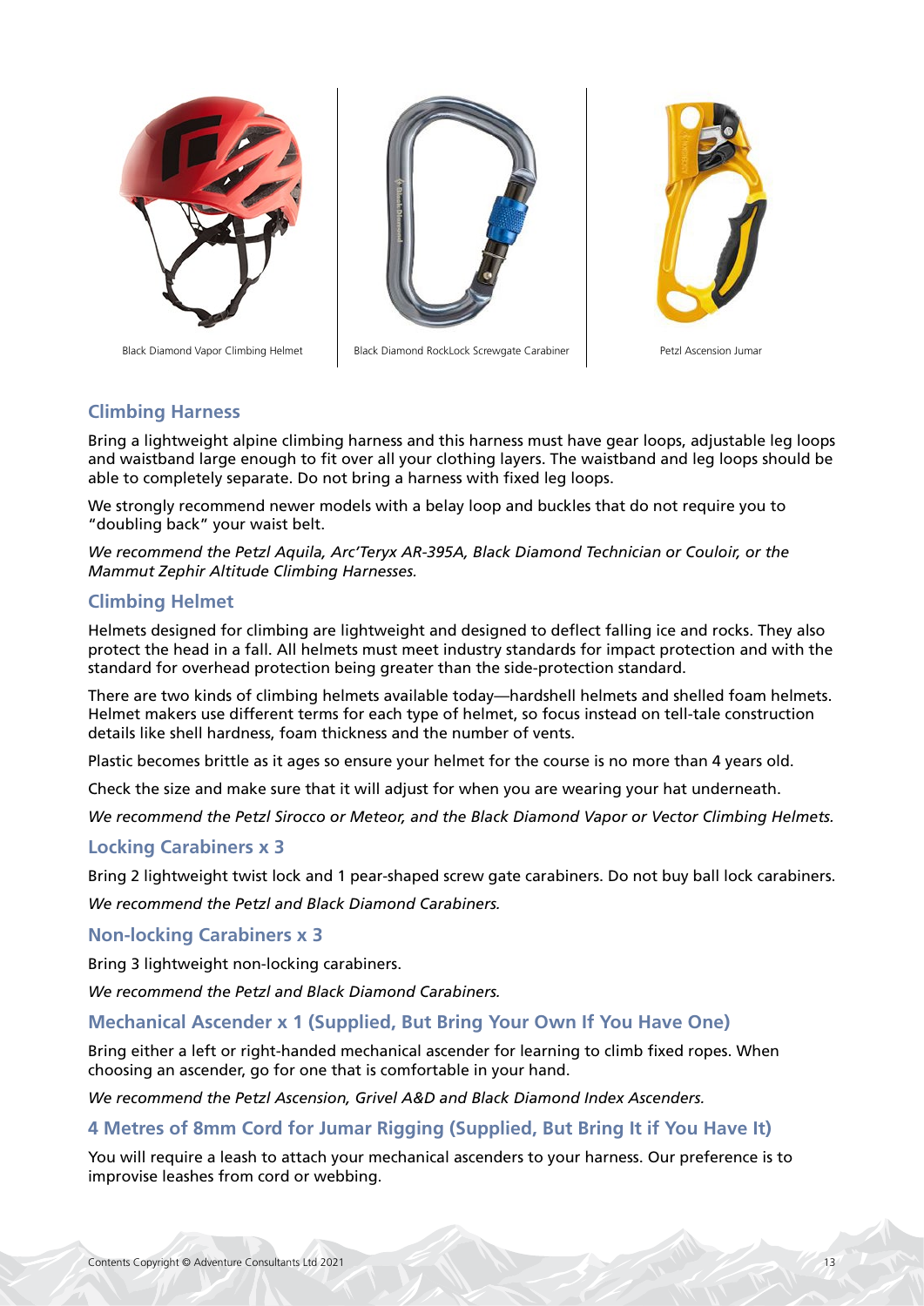Black Diamond Vapor Climbing Helmet

Black Diamond RockLock Screwgate Carabiner

Petzl Ascension Jumar

## Climbing Harness

Bring a lightweight alpine climbing harness and this harness must have gear loops, adjustable leg loops and waistband large enough to fit over all your clothing layers. The waistband and leg loops should be able to completely separate. Do not bring a harness with fixed leg loops.

We strongly recommend newer models with a belay loop and buckles that do not require you to "doubling back" your waist belt.

*We recommend the Petzl Aquila, Arc'Teryx AR-395A, Black Diamond Technician or Couloir, or the Mammut Zephir Altitude Climbing Harnesses.*

## Climbing Helmet

Helmets designed for climbing are lightweight and designed to deflect falling ice and rocks. They also protect the head in a fall. All helmets must meet industry standards for impact protection and with the standard for overhead protection being greater than the side-protection standard.

There are two kinds of climbing helmets available today—hardshell helmets and shelled foam helmets. Helmet makers use different terms for each type of helmet, so focus instead on tell-tale construction details like shell hardness, foam thickness and the number of vents.

Plastic becomes brittle as it ages so ensure your helmet for the course is no more than 4 years old.

Check the size and make sure that it will adjust for when you are wearing your hat underneath.

*We recommend the Petzl Sirocco or Meteor, and the Black Diamond Vapor or Vector Climbing Helmets.*

## Locking Carabiners x 3

Bring 2 lightweight twist lock and 1 pear-shaped screw gate carabiners. Do not buy ball lock carabiners.

*We recommend the Petzl and Black Diamond Carabiners.*

## Non-locking Carabiners x 3

Bring 3 lightweight non-locking carabiners.

*We recommend the Petzl and Black Diamond Carabiners.*

## Mechanical Ascender x 1 (Supplied, But Bring Your Own If You Have One)

Bring either a left or right-handed mechanical ascender for learning to climb fixed ropes. When choosing an ascender, go for one that is comfortable in your hand.

*We recommend the Petzl Ascension, Grivel A&D and Black Diamond Index Ascenders.*

## 4 Metres of 8mm Cord for Jumar Rigging (Supplied, But Bring It if You Have It)

You will require a leash to attach your mechanical ascenders to your harness. Our preference is to improvise leashes from cord or webbing.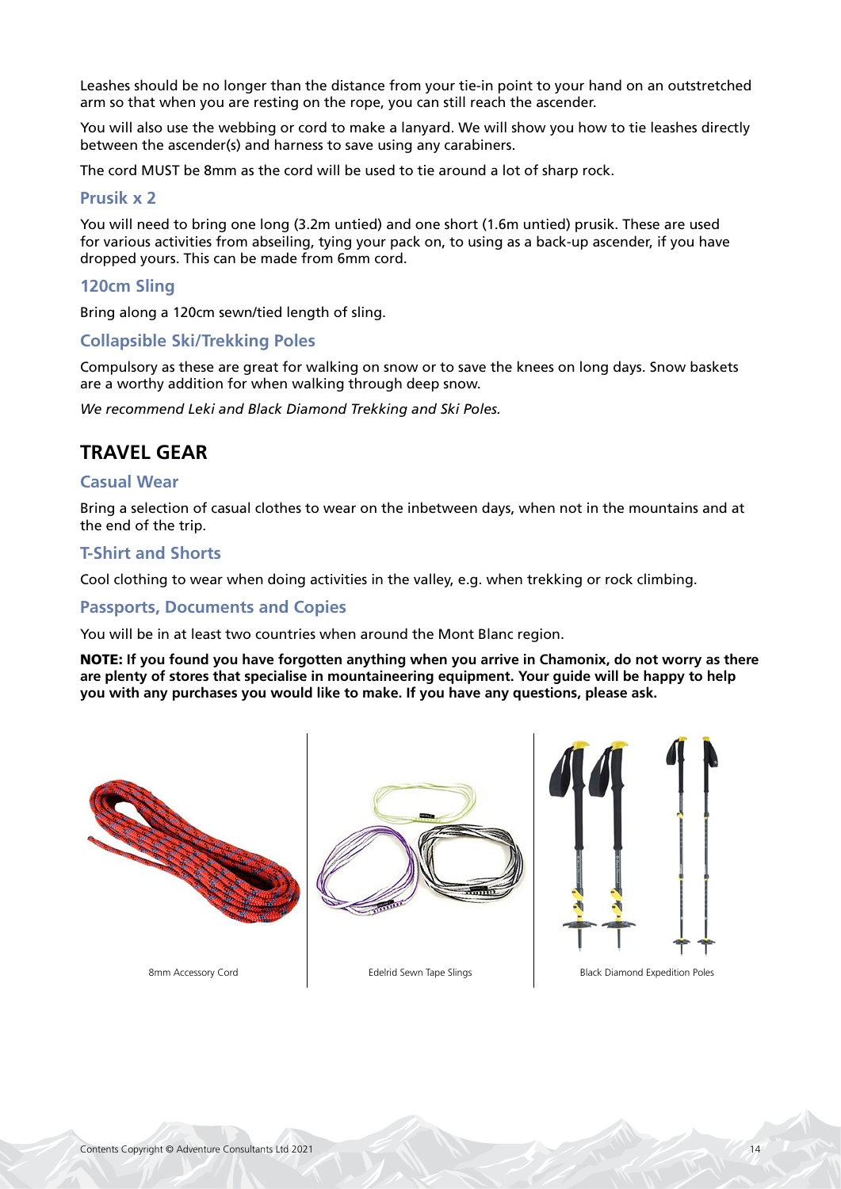Leashes should be no longer than the distance from your tie-in point to your hand on an outstretched arm so that when you are resting on the rope, you can still reach the ascender.

You will also use the webbing or cord to make a lanyard. We will show you how to tie leashes directly between the ascender(s) and harness to save using any carabiners.

The cord MUST be 8mm as the cord will be used to tie around a lot of sharp rock.

### Prusik x 2

You will need to bring one long (3.2m untied) and one short (1.6m untied) prusik. These are used for various activities from abseiling, tying your pack on, to using as a back-up ascender, if you have dropped yours. This can be made from 6mm cord.

### 120cm Sling

Bring along a 120cm sewn/tied length of sling.

### Collapsible Ski/Trekking Poles

Compulsory as these are great for walking on snow or to save the knees on long days. Snow baskets are a worthy addition for when walking through deep snow.

*We recommend Leki and Black Diamond Trekking and Ski Poles.*

## TRAVEL GEAR

### Casual Wear

Bring a selection of casual clothes to wear on the inbetween days, when not in the mountains and at the end of the trip.

### T-Shirt and Shorts

Cool clothing to wear when doing activities in the valley, e.g. when trekking or rock climbing.

### Passports, Documents and Copies

You will be in at least two countries when around the Mont Blanc region.

**NOTE: If you found you have forgotten anything when you arrive in Chamonix, do not worry as there are plenty of stores that specialise in mountaineering equipment. Your guide will be happy to help you with any purchases you would like to make. If you have any questions, please ask.**

8mm Accessory Cord

Edelrid Sewn Tape Slings

Black Diamond Expedition Poles

Contents Copyright © Adventure Consultants Ltd 2021